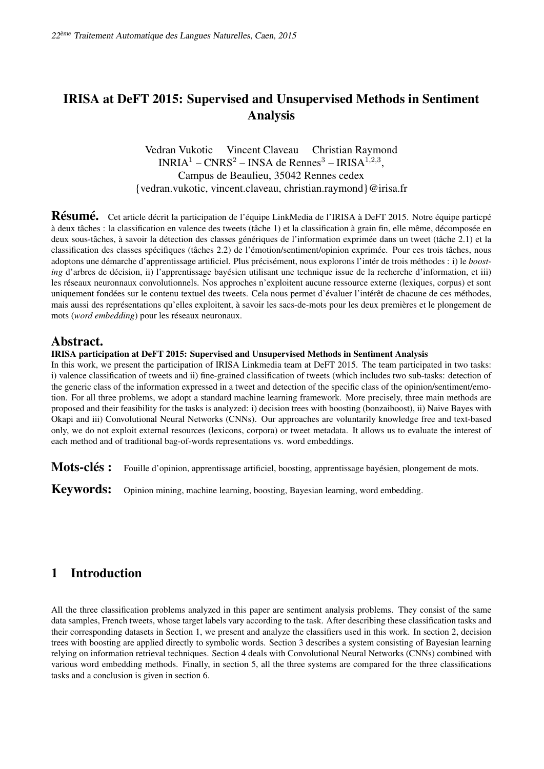# IRISA at DeFT 2015: Supervised and Unsupervised Methods in Sentiment Analysis

Vedran Vukotic Vincent Claveau Christian Raymond
INRIA[1] – CNRS[2] – INSA de Rennes[3] – IRISA[1,2,3],
Campus de Beaulieu, 35042 Rennes cedex
{vedran.vukotic, vincent.claveau, christian.raymond}@irisa.fr

**Résumé.** Cet article décrit la participation de l'équipe LinkMedia de l'IRISA à DeFT 2015. Notre équipe particpé à deux tâches : la classification en valence des tweets (tâche 1) et la classification à grain fin, elle même, décomposée en deux sous-tâches, à savoir la détection des classes génériques de l'information exprimée dans un tweet (tâche 2.1) et la classification des classes spécifiques (tâches 2.2) de l'émotion/sentiment/opinion exprimée. Pour ces trois tâches, nous adoptons une démarche d'apprentissage artificiel. Plus précisément, nous explorons l'intér de trois méthodes : i) le *boosting* d'arbres de décision, ii) l'apprentissage bayésien utilisant une technique issue de la recherche d'information, et iii) les réseaux neuronnaux convolutionnels. Nos approches n'exploitent aucune ressource externe (lexiques, corpus) et sont uniquement fondées sur le contenu textuel des tweets. Cela nous permet d'évaluer l'intérêt de chacune de ces méthodes, mais aussi des représentations qu'elles exploitent, à savoir les sacs-de-mots pour les deux premières et le plongement de mots (*word embedding*) pour les réseaux neuronaux.

## Abstract.

**IRISA participation at DeFT 2015: Supervised and Unsupervised Methods in Sentiment Analysis**

In this work, we present the participation of IRISA Linkmedia team at DeFT 2015. The team participated in two tasks: i) valence classification of tweets and ii) fine-grained classification of tweets (which includes two sub-tasks: detection of the generic class of the information expressed in a tweet and detection of the specific class of the opinion/sentiment/emotion. For all three problems, we adopt a standard machine learning framework. More precisely, three main methods are proposed and their feasibility for the tasks is analyzed: i) decision trees with boosting (bonzaiboost), ii) Naive Bayes with Okapi and iii) Convolutional Neural Networks (CNNs). Our approaches are voluntarily knowledge free and text-based only, we do not exploit external resources (lexicons, corpora) or tweet metadata. It allows us to evaluate the interest of each method and of traditional bag-of-words representations vs. word embeddings.

**Mots-clés :** Fouille d'opinion, apprentissage artificiel, boosting, apprentissage bayésien, plongement de mots.

**Keywords:** Opinion mining, machine learning, boosting, Bayesian learning, word embedding.

## 1 Introduction

All the three classification problems analyzed in this paper are sentiment analysis problems. They consist of the same data samples, French tweets, whose target labels vary according to the task. After describing these classification tasks and their corresponding datasets in Section 1, we present and analyze the classifiers used in this work. In section 2, decision trees with boosting are applied directly to symbolic words. Section 3 describes a system consisting of Bayesian learning relying on information retrieval techniques. Section 4 deals with Convolutional Neural Networks (CNNs) combined with various word embedding methods. Finally, in section 5, all the three systems are compared for the three classifications tasks and a conclusion is given in section 6.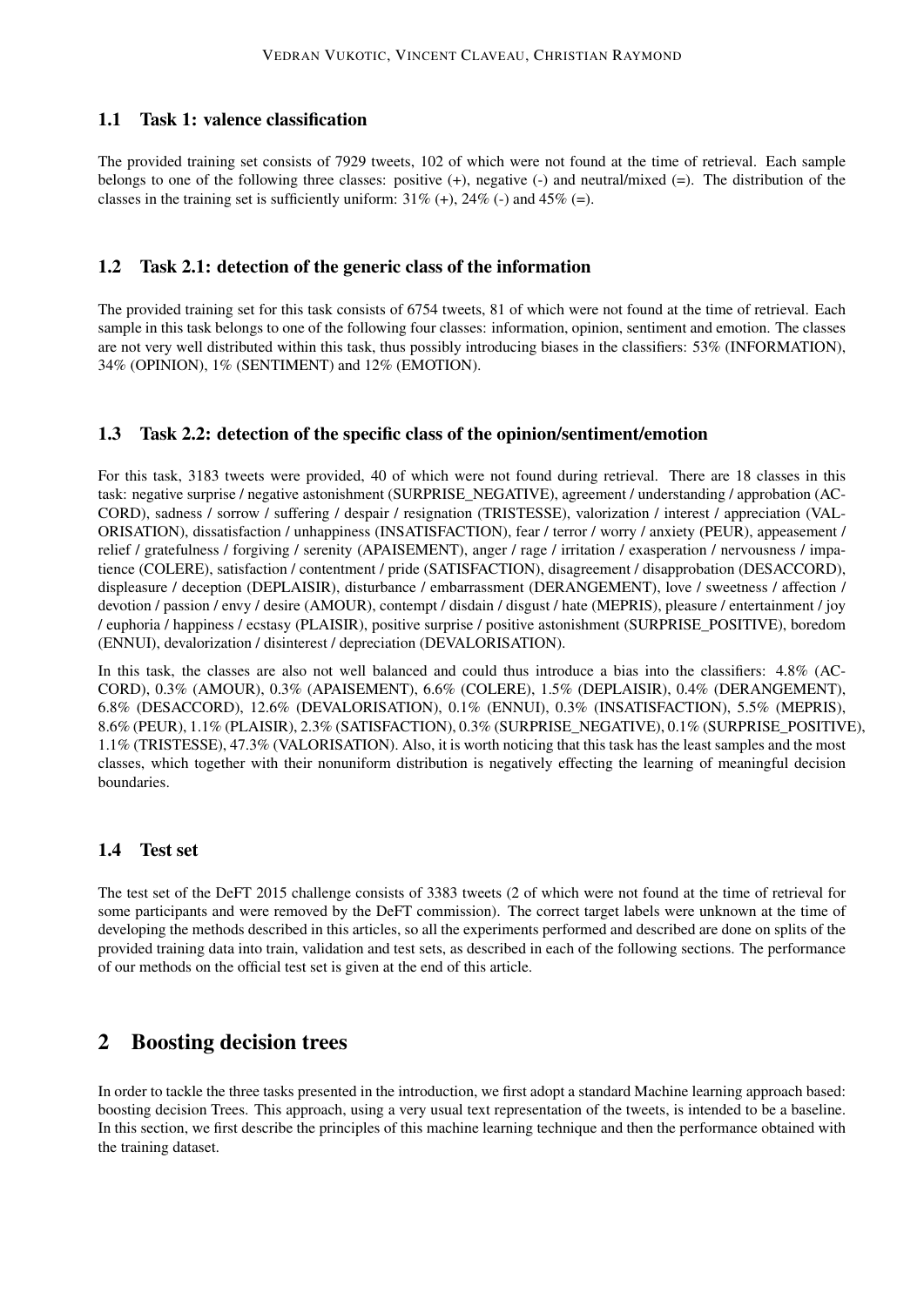### 1.1 Task 1: valence classification

The provided training set consists of 7929 tweets, 102 of which were not found at the time of retrieval. Each sample belongs to one of the following three classes: positive (+), negative (-) and neutral/mixed (=). The distribution of the classes in the training set is sufficiently uniform: 31% (+), 24% (-) and 45% (=).

### 1.2 Task 2.1: detection of the generic class of the information

The provided training set for this task consists of 6754 tweets, 81 of which were not found at the time of retrieval. Each sample in this task belongs to one of the following four classes: information, opinion, sentiment and emotion. The classes are not very well distributed within this task, thus possibly introducing biases in the classifiers: 53% (INFORMATION), 34% (OPINION), 1% (SENTIMENT) and 12% (EMOTION).

### 1.3 Task 2.2: detection of the specific class of the opinion/sentiment/emotion

For this task, 3183 tweets were provided, 40 of which were not found during retrieval. There are 18 classes in this task: negative surprise / negative astonishment (SURPRISE_NEGATIVE), agreement / understanding / approbation (ACCORD), sadness / sorrow / suffering / despair / resignation (TRISTESSE), valorization / interest / appreciation (VALORISATION), dissatisfaction / unhappiness (INSATISFACTION), fear / terror / worry / anxiety (PEUR), appeasement / relief / gratefulness / forgiving / serenity (APAISEMENT), anger / rage / irritation / exasperation / nervousness / impatience (COLERE), satisfaction / contentment / pride (SATISFACTION), disagreement / disapprobation (DESACCORD), displeasure / deception (DEPLAISIR), disturbance / embarrassment (DERANGEMENT), love / sweetness / affection / devotion / passion / envy / desire (AMOUR), contempt / disdain / disgust / hate (MEPRIS), pleasure / entertainment / joy / euphoria / happiness / ecstasy (PLAISIR), positive surprise / positive astonishment (SURPRISE_POSITIVE), boredom (ENNUI), devalorization / disinterest / depreciation (DEVALORISATION).

In this task, the classes are also not well balanced and could thus introduce a bias into the classifiers: 4.8% (ACCORD), 0.3% (AMOUR), 0.3% (APAISEMENT), 6.6% (COLERE), 1.5% (DEPLAISIR), 0.4% (DERANGEMENT), 6.8% (DESACCORD), 12.6% (DEVALORISATION), 0.1% (ENNUI), 0.3% (INSATISFACTION), 5.5% (MEPRIS), 8.6% (PEUR), 1.1% (PLAISIR), 2.3% (SATISFACTION), 0.3% (SURPRISE_NEGATIVE), 0.1% (SURPRISE_POSITIVE), 1.1% (TRISTESSE), 47.3% (VALORISATION). Also, it is worth noticing that this task has the least samples and the most classes, which together with their nonuniform distribution is negatively effecting the learning of meaningful decision boundaries.

### 1.4 Test set

The test set of the DeFT 2015 challenge consists of 3383 tweets (2 of which were not found at the time of retrieval for some participants and were removed by the DeFT commission). The correct target labels were unknown at the time of developing the methods described in this articles, so all the experiments performed and described are done on splits of the provided training data into train, validation and test sets, as described in each of the following sections. The performance of our methods on the official test set is given at the end of this article.

## 2 Boosting decision trees

In order to tackle the three tasks presented in the introduction, we first adopt a standard Machine learning approach based: boosting decision Trees. This approach, using a very usual text representation of the tweets, is intended to be a baseline. In this section, we first describe the principles of this machine learning technique and then the performance obtained with the training dataset.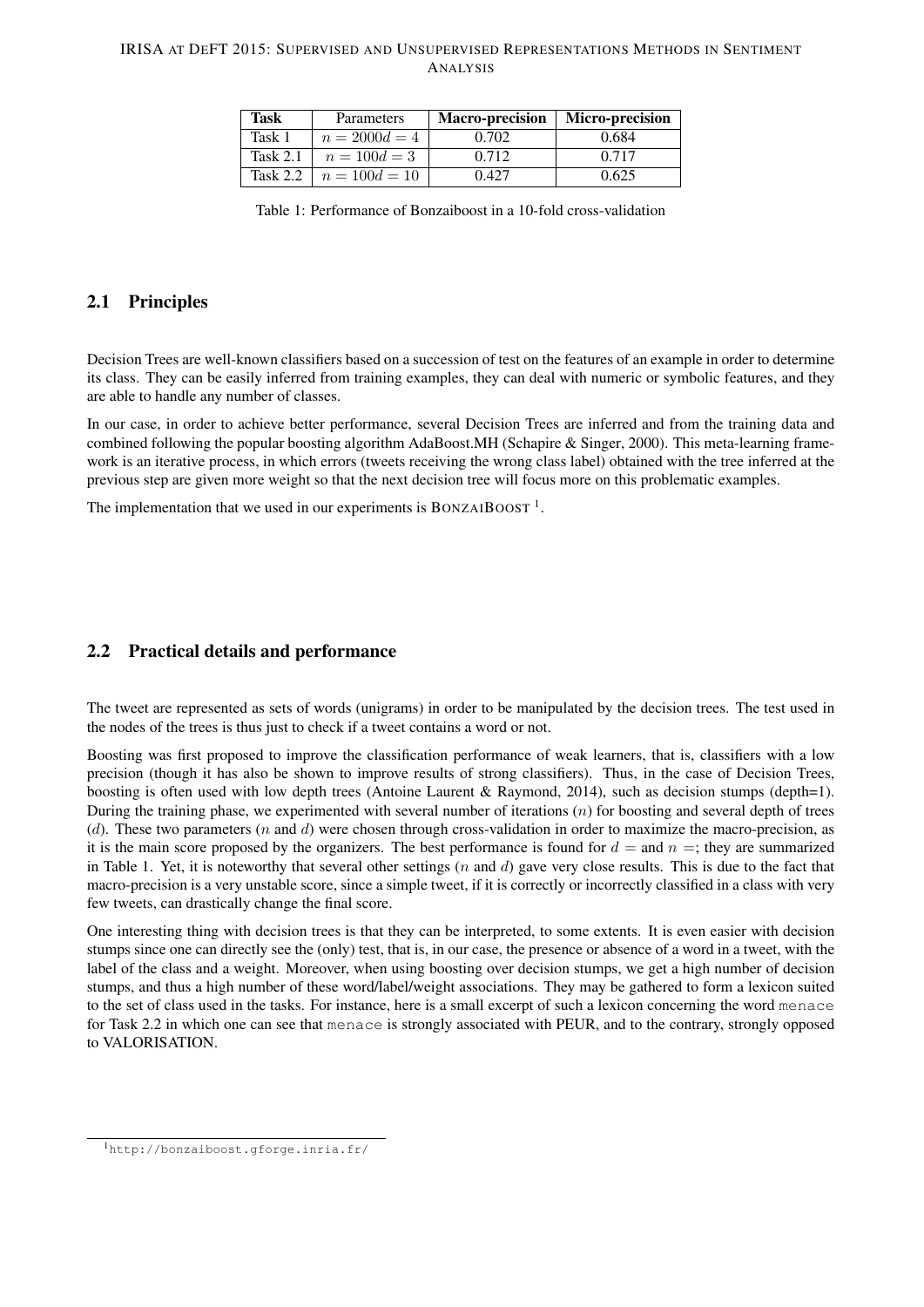| Task | Parameters | Macro-precision | Micro-precision |
|---|---|---|---|
| Task 1 | $n = 2000d = 4$ | 0.702 | 0.684 |
| Task 2.1 | $n = 100d = 3$ | 0.712 | 0.717 |
| Task 2.2 | $n = 100d = 10$ | 0.427 | 0.625 |

Table 1: Performance of Bonzaiboost in a 10-fold cross-validation

## 2.1 Principles

Decision Trees are well-known classifiers based on a succession of test on the features of an example in order to determine its class. They can be easily inferred from training examples, they can deal with numeric or symbolic features, and they are able to handle any number of classes.

In our case, in order to achieve better performance, several Decision Trees are inferred and from the training data and combined following the popular boosting algorithm AdaBoost.MH (Schapire & Singer, 2000). This meta-learning framework is an iterative process, in which errors (tweets receiving the wrong class label) obtained with the tree inferred at the previous step are given more weight so that the next decision tree will focus more on this problematic examples.

The implementation that we used in our experiments is BONZAIBOOST [1].

## 2.2 Practical details and performance

The tweet are represented as sets of words (unigrams) in order to be manipulated by the decision trees. The test used in the nodes of the trees is thus just to check if a tweet contains a word or not.

Boosting was first proposed to improve the classification performance of weak learners, that is, classifiers with a low precision (though it has also be shown to improve results of strong classifiers). Thus, in the case of Decision Trees, boosting is often used with low depth trees (Antoine Laurent & Raymond, 2014), such as decision stumps (depth=1). During the training phase, we experimented with several number of iterations ($n$) for boosting and several depth of trees ($d$). These two parameters ($n$ and $d$) were chosen through cross-validation in order to maximize the macro-precision, as it is the main score proposed by the organizers. The best performance is found for $d =$ and $n =$; they are summarized in Table 1. Yet, it is noteworthy that several other settings ($n$ and $d$) gave very close results. This is due to the fact that macro-precision is a very unstable score, since a simple tweet, if it is correctly or incorrectly classified in a class with very few tweets, can drastically change the final score.

One interesting thing with decision trees is that they can be interpreted, to some extents. It is even easier with decision stumps since one can directly see the (only) test, that is, in our case, the presence or absence of a word in a tweet, with the label of the class and a weight. Moreover, when using boosting over decision stumps, we get a high number of decision stumps, and thus a high number of these word/label/weight associations. They may be gathered to form a lexicon suited to the set of class used in the tasks. For instance, here is a small excerpt of such a lexicon concerning the word `menace` for Task 2.2 in which one can see that `menace` is strongly associated with PEUR, and to the contrary, strongly opposed to VALORISATION.

[1] http://bonzaiboost.gforge.inria.fr/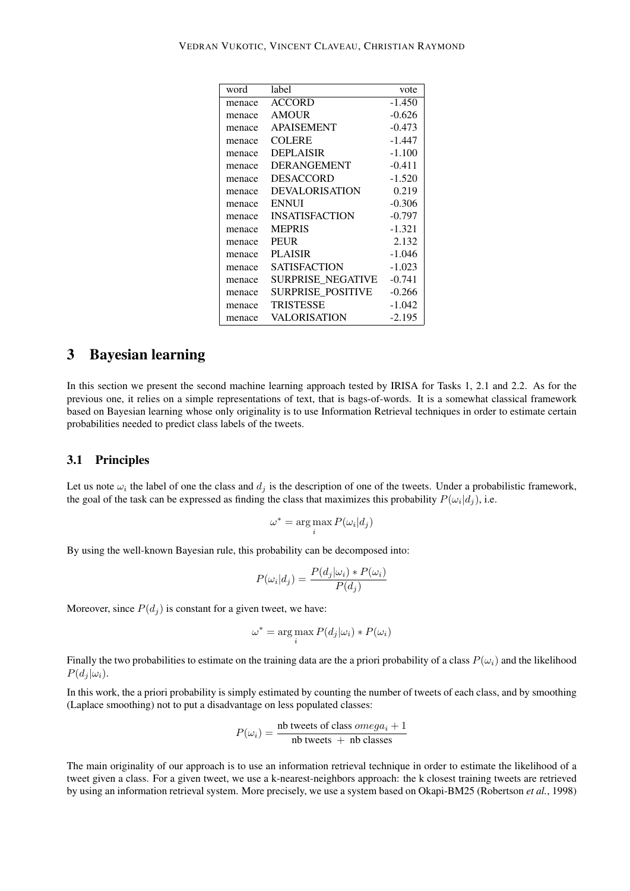| word | label | vote |
|---|---|---|
| menace | ACCORD | -1.450 |
| menace | AMOUR | -0.626 |
| menace | APAISEMENT | -0.473 |
| menace | COLERE | -1.447 |
| menace | DEPLAISIR | -1.100 |
| menace | DERANGEMENT | -0.411 |
| menace | DESACCORD | -1.520 |
| menace | DEVALORISATION | 0.219 |
| menace | ENNUI | -0.306 |
| menace | INSATISFACTION | -0.797 |
| menace | MEPRIS | -1.321 |
| menace | PEUR | 2.132 |
| menace | PLAISIR | -1.046 |
| menace | SATISFACTION | -1.023 |
| menace | SURPRISE_NEGATIVE | -0.741 |
| menace | SURPRISE_POSITIVE | -0.266 |
| menace | TRISTESSE | -1.042 |
| menace | VALORISATION | -2.195 |

# 3 Bayesian learning

In this section we present the second machine learning approach tested by IRISA for Tasks 1, 2.1 and 2.2. As for the previous one, it relies on a simple representations of text, that is bags-of-words. It is a somewhat classical framework based on Bayesian learning whose only originality is to use Information Retrieval techniques in order to estimate certain probabilities needed to predict class labels of the tweets.

## 3.1 Principles

Let us note $\omega_i$ the label of one the class and $d_j$ is the description of one of the tweets. Under a probabilistic framework, the goal of the task can be expressed as finding the class that maximizes this probability $P(\omega_i|d_j)$, i.e.

$$\omega^* = \arg\max_i P(\omega_i|d_j)$$

By using the well-known Bayesian rule, this probability can be decomposed into:

$$P(\omega_i|d_j) = \frac{P(d_j|\omega_i) * P(\omega_i)}{P(d_j)}$$

Moreover, since $P(d_j)$ is constant for a given tweet, we have:

$$\omega^* = \arg\max_i P(d_j|\omega_i) * P(\omega_i)$$

Finally the two probabilities to estimate on the training data are the a priori probability of a class $P(\omega_i)$ and the likelihood $P(d_j|\omega_i)$.

In this work, the a priori probability is simply estimated by counting the number of tweets of each class, and by smoothing (Laplace smoothing) not to put a disadvantage on less populated classes:

$$P(\omega_i) = \frac{\text{nb tweets of class } omega_i + 1}{\text{nb tweets } + \text{ nb classes}}$$

The main originality of our approach is to use an information retrieval technique in order to estimate the likelihood of a tweet given a class. For a given tweet, we use a k-nearest-neighbors approach: the k closest training tweets are retrieved by using an information retrieval system. More precisely, we use a system based on Okapi-BM25 (Robertson *et al.*, 1998)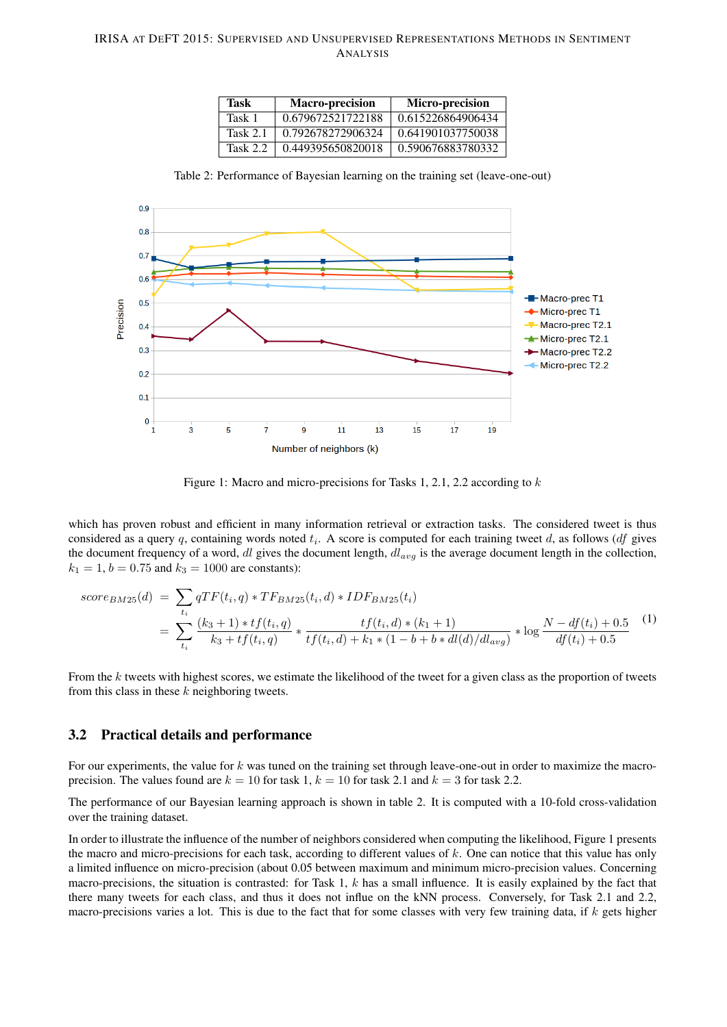| Task | Macro-precision | Micro-precision |
|---|---|---|
| Task 1 | 0.679672521722188 | 0.615226864906434 |
| Task 2.1 | 0.792678272906324 | 0.641901037750038 |
| Task 2.2 | 0.449395650820018 | 0.590676883780332 |

Table 2: Performance of Bayesian learning on the training set (leave-one-out)

Precision

0.9
0.8
0.7
0.6
0.5
0.4
0.3
0.2
0.1
0

1 3 5 7 9 11 13 15 17 19

Number of neighbors (k)

Macro-prec T1
Micro-prec T1
Macro-prec T2.1
Micro-prec T2.1
Macro-prec T2.2
Micro-prec T2.2

Figure 1: Macro and micro-precisions for Tasks 1, 2.1, 2.2 according to $k$

which has proven robust and efficient in many information retrieval or extraction tasks. The considered tweet is thus considered as a query $q$, containing words noted $t_i$. A score is computed for each training tweet $d$, as follows ($df$ gives the document frequency of a word, $dl$ gives the document length, $dl_{avg}$ is the average document length in the collection, $k_1 = 1$, $b = 0.75$ and $k_3 = 1000$ are constants):

$$
\begin{aligned}
score_{BM25}(d) &= \sum_{t_i} qTF(t_i, q) * TF_{BM25}(t_i, d) * IDF_{BM25}(t_i) \\
&= \sum_{t_i} \frac{(k_3 + 1) * tf(t_i, q)}{k_3 + tf(t_i, q)} * \frac{tf(t_i, d) * (k_1 + 1)}{tf(t_i, d) + k_1 * (1 - b + b * dl(d)/dl_{avg})} * \log \frac{N - df(t_i) + 0.5}{df(t_i) + 0.5}
\end{aligned}
\tag{1}
$$

From the $k$ tweets with highest scores, we estimate the likelihood of the tweet for a given class as the proportion of tweets from this class in these $k$ neighboring tweets.

## 3.2 Practical details and performance

For our experiments, the value for $k$ was tuned on the training set through leave-one-out in order to maximize the macro-precision. The values found are $k = 10$ for task 1, $k = 10$ for task 2.1 and $k = 3$ for task 2.2.

The performance of our Bayesian learning approach is shown in table 2. It is computed with a 10-fold cross-validation over the training dataset.

In order to illustrate the influence of the number of neighbors considered when computing the likelihood, Figure 1 presents the macro and micro-precisions for each task, according to different values of $k$. One can notice that this value has only a limited influence on micro-precision (about 0.05 between maximum and minimum micro-precision values. Concerning macro-precisions, the situation is contrasted: for Task 1, $k$ has a small influence. It is easily explained by the fact that there many tweets for each class, and thus it does not influe on the kNN process. Conversely, for Task 2.1 and 2.2, macro-precisions varies a lot. This is due to the fact that for some classes with very few training data, if $k$ gets higher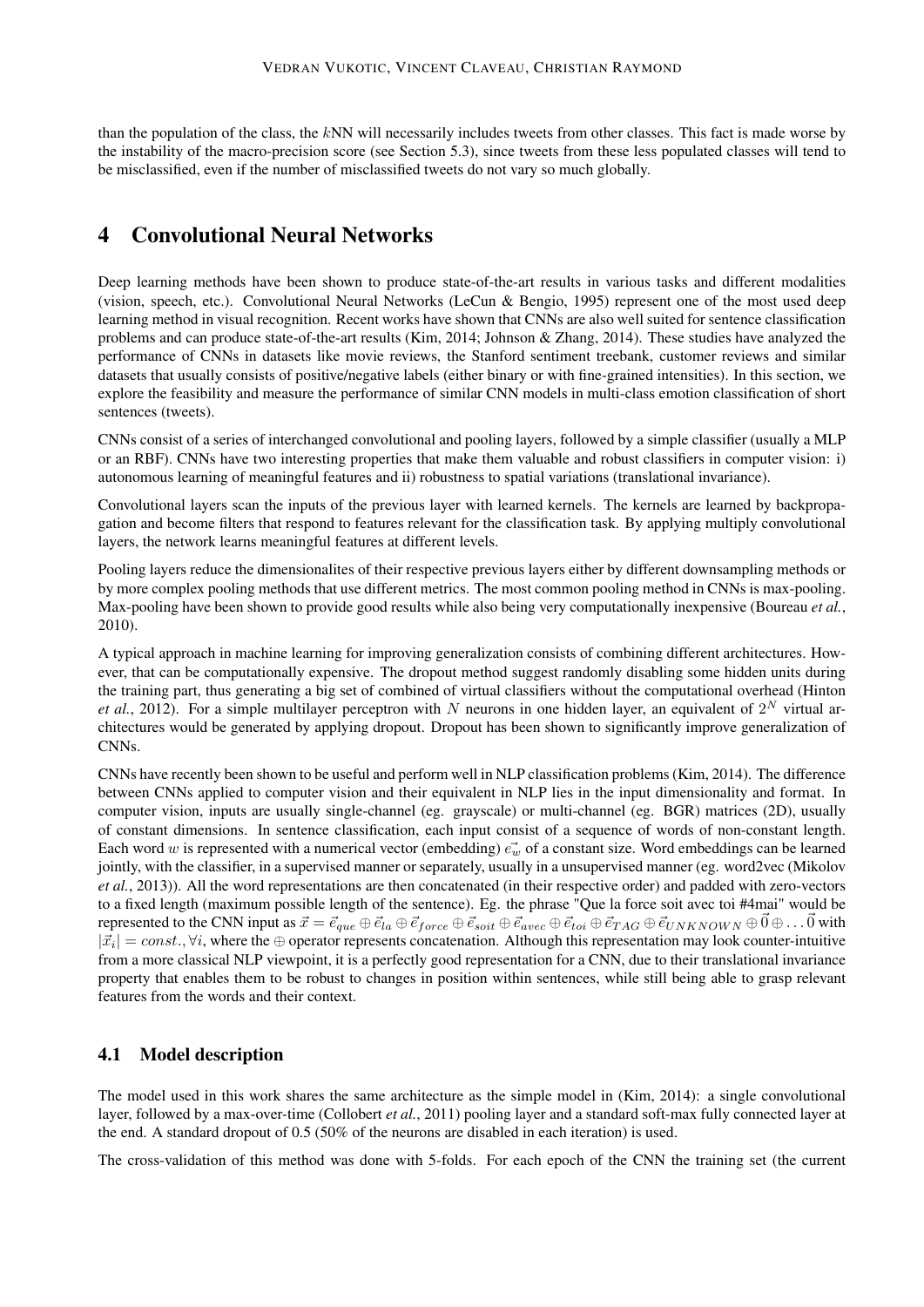than the population of the class, the $k$NN will necessarily includes tweets from other classes. This fact is made worse by the instability of the macro-precision score (see Section 5.3), since tweets from these less populated classes will tend to be misclassified, even if the number of misclassified tweets do not vary so much globally.

## 4 Convolutional Neural Networks

Deep learning methods have been shown to produce state-of-the-art results in various tasks and different modalities (vision, speech, etc.). Convolutional Neural Networks (LeCun & Bengio, 1995) represent one of the most used deep learning method in visual recognition. Recent works have shown that CNNs are also well suited for sentence classification problems and can produce state-of-the-art results (Kim, 2014; Johnson & Zhang, 2014). These studies have analyzed the performance of CNNs in datasets like movie reviews, the Stanford sentiment treebank, customer reviews and similar datasets that usually consists of positive/negative labels (either binary or with fine-grained intensities). In this section, we explore the feasibility and measure the performance of similar CNN models in multi-class emotion classification of short sentences (tweets).

CNNs consist of a series of interchanged convolutional and pooling layers, followed by a simple classifier (usually a MLP or an RBF). CNNs have two interesting properties that make them valuable and robust classifiers in computer vision: i) autonomous learning of meaningful features and ii) robustness to spatial variations (translational invariance).

Convolutional layers scan the inputs of the previous layer with learned kernels. The kernels are learned by backpropagation and become filters that respond to features relevant for the classification task. By applying multiply convolutional layers, the network learns meaningful features at different levels.

Pooling layers reduce the dimensionalites of their respective previous layers either by different downsampling methods or by more complex pooling methods that use different metrics. The most common pooling method in CNNs is max-pooling. Max-pooling have been shown to provide good results while also being very computationally inexpensive (Boureau *et al.*, 2010).

A typical approach in machine learning for improving generalization consists of combining different architectures. However, that can be computationally expensive. The dropout method suggest randomly disabling some hidden units during the training part, thus generating a big set of combined of virtual classifiers without the computational overhead (Hinton *et al.*, 2012). For a simple multilayer perceptron with $N$ neurons in one hidden layer, an equivalent of $2^N$ virtual architectures would be generated by applying dropout. Dropout has been shown to significantly improve generalization of CNNs.

CNNs have recently been shown to be useful and perform well in NLP classification problems (Kim, 2014). The difference between CNNs applied to computer vision and their equivalent in NLP lies in the input dimensionality and format. In computer vision, inputs are usually single-channel (eg. grayscale) or multi-channel (eg. BGR) matrices (2D), usually of constant dimensions. In sentence classification, each input consist of a sequence of words of non-constant length. Each word $w$ is represented with a numerical vector (embedding) $\vec{e_w}$ of a constant size. Word embeddings can be learned jointly, with the classifier, in a supervised manner or separately, usually in a unsupervised manner (eg. word2vec (Mikolov *et al.*, 2013)). All the word representations are then concatenated (in their respective order) and padded with zero-vectors to a fixed length (maximum possible length of the sentence). Eg. the phrase "Que la force soit avec toi #4mai" would be represented to the CNN input as $\vec{x} = \vec{e}_{que} \oplus \vec{e}_{la} \oplus \vec{e}_{force} \oplus \vec{e}_{soit} \oplus \vec{e}_{avec} \oplus \vec{e}_{toi} \oplus \vec{e}_{TAG} \oplus \vec{e}_{UNKNOWN} \oplus \vec{0} \oplus \ldots \vec{0}$ with $|\vec{x}_i| = const., \forall i$, where the $\oplus$ operator represents concatenation. Although this representation may look counter-intuitive from a more classical NLP viewpoint, it is a perfectly good representation for a CNN, due to their translational invariance property that enables them to be robust to changes in position within sentences, while still being able to grasp relevant features from the words and their context.

### 4.1 Model description

The model used in this work shares the same architecture as the simple model in (Kim, 2014): a single convolutional layer, followed by a max-over-time (Collobert *et al.*, 2011) pooling layer and a standard soft-max fully connected layer at the end. A standard dropout of 0.5 (50% of the neurons are disabled in each iteration) is used.

The cross-validation of this method was done with 5-folds. For each epoch of the CNN the training set (the current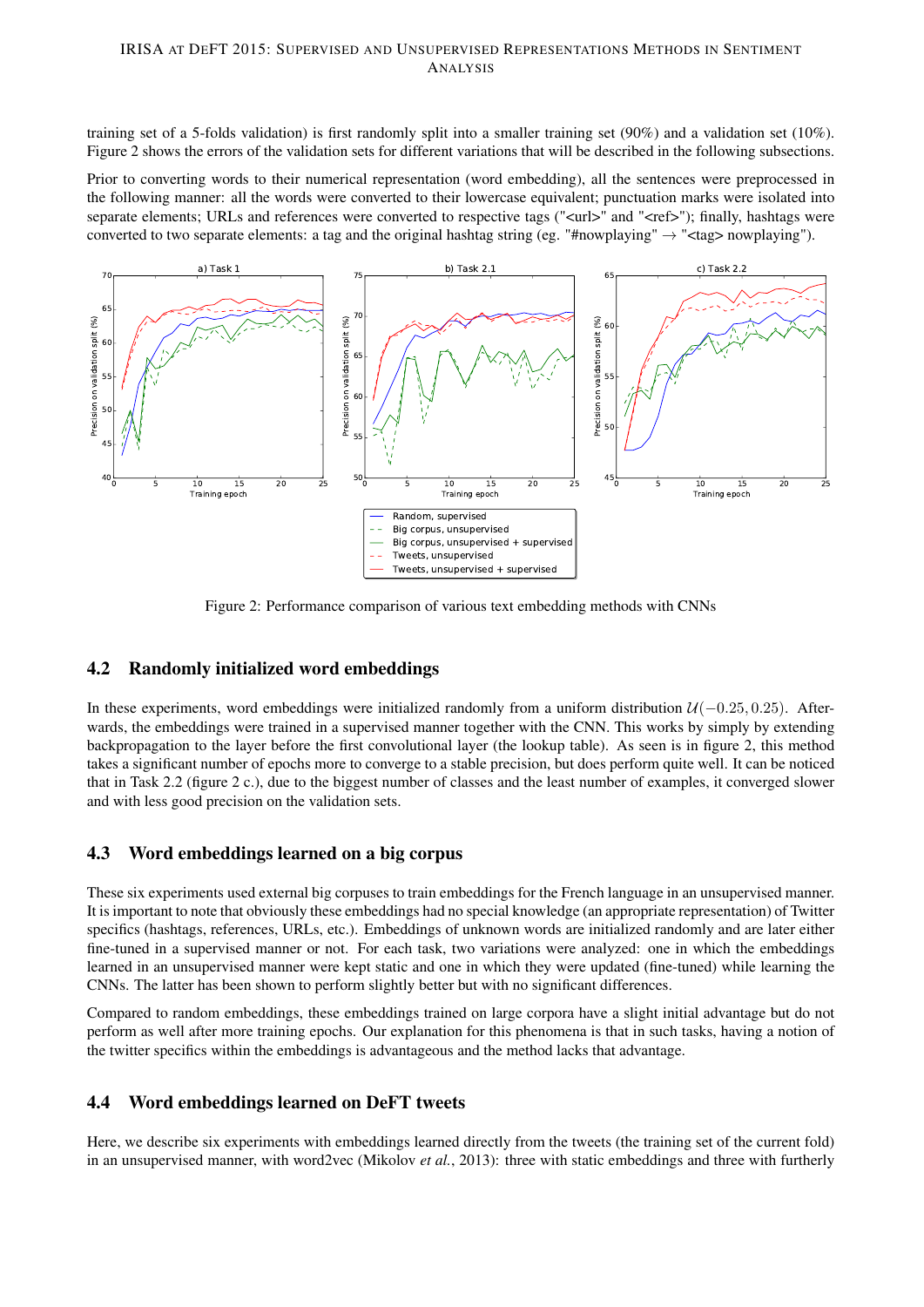training set of a 5-folds validation) is first randomly split into a smaller training set (90%) and a validation set (10%). Figure 2 shows the errors of the validation sets for different variations that will be described in the following subsections.

Prior to converting words to their numerical representation (word embedding), all the sentences were preprocessed in the following manner: all the words were converted to their lowercase equivalent; punctuation marks were isolated into separate elements; URLs and references were converted to respective tags ("<url>" and "<ref>"); finally, hashtags were converted to two separate elements: a tag and the original hashtag string (eg. "#nowplaying" → "<tag> nowplaying").

a) Task 1
b) Task 2.1
c) Task 2.2

Precision on validation split (%)

Training epoch

Random, supervised
Big corpus, unsupervised
Big corpus, unsupervised + supervised
Tweets, unsupervised
Tweets, unsupervised + supervised

Figure 2: Performance comparison of various text embedding methods with CNNs

## 4.2 Randomly initialized word embeddings

In these experiments, word embeddings were initialized randomly from a uniform distribution $\mathcal{U}(-0.25, 0.25)$. Afterwards, the embeddings were trained in a supervised manner together with the CNN. This works by simply by extending backpropagation to the layer before the first convolutional layer (the lookup table). As seen is in figure 2, this method takes a significant number of epochs more to converge to a stable precision, but does perform quite well. It can be noticed that in Task 2.2 (figure 2 c.), due to the biggest number of classes and the least number of examples, it converged slower and with less good precision on the validation sets.

## 4.3 Word embeddings learned on a big corpus

These six experiments used external big corpuses to train embeddings for the French language in an unsupervised manner. It is important to note that obviously these embeddings had no special knowledge (an appropriate representation) of Twitter specifics (hashtags, references, URLs, etc.). Embeddings of unknown words are initialized randomly and are later either fine-tuned in a supervised manner or not. For each task, two variations were analyzed: one in which the embeddings learned in an unsupervised manner were kept static and one in which they were updated (fine-tuned) while learning the CNNs. The latter has been shown to perform slightly better but with no significant differences.

Compared to random embeddings, these embeddings trained on large corpora have a slight initial advantage but do not perform as well after more training epochs. Our explanation for this phenomena is that in such tasks, having a notion of the twitter specifics within the embeddings is advantageous and the method lacks that advantage.

## 4.4 Word embeddings learned on DeFT tweets

Here, we describe six experiments with embeddings learned directly from the tweets (the training set of the current fold) in an unsupervised manner, with word2vec (Mikolov *et al.*, 2013): three with static embeddings and three with furtherly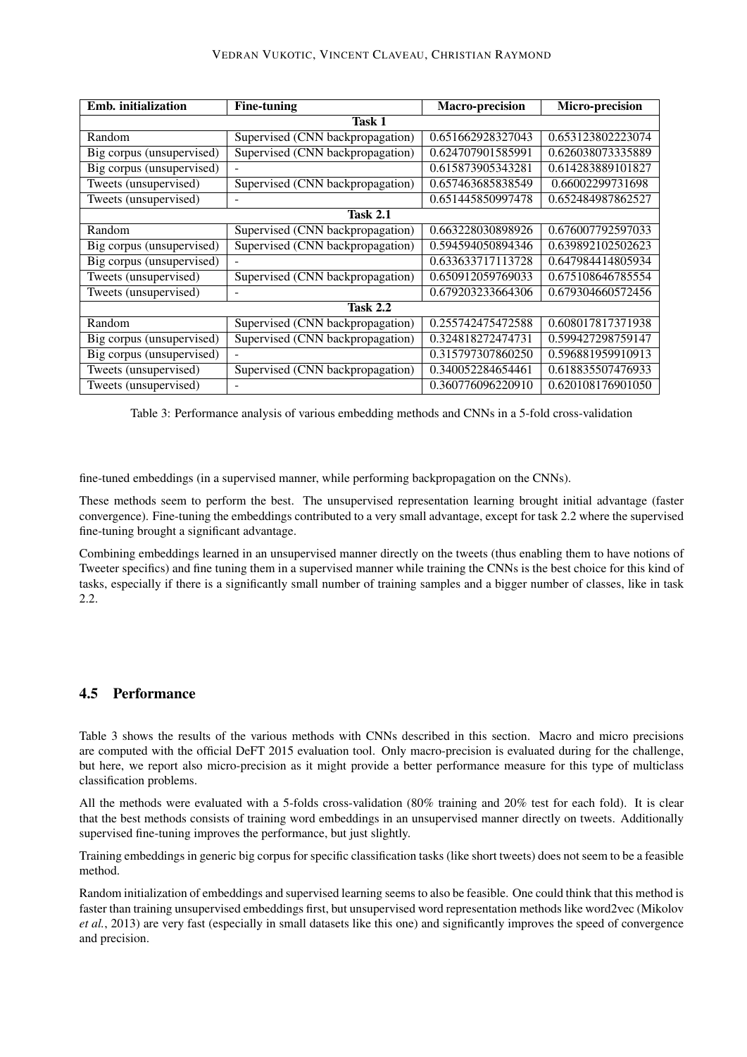| Emb. initialization | Fine-tuning | Macro-precision | Micro-precision |
|---|---|---|---|
| **Task 1** | | | |
| Random | Supervised (CNN backpropagation) | 0.651662928327043 | 0.653123802223074 |
| Big corpus (unsupervised) | Supervised (CNN backpropagation) | 0.624707901585991 | 0.626038073335889 |
| Big corpus (unsupervised) | - | 0.615873905343281 | 0.614283889101827 |
| Tweets (unsupervised) | Supervised (CNN backpropagation) | 0.657463685838549 | 0.66002299731698 |
| Tweets (unsupervised) | - | 0.651445850997478 | 0.652484987862527 |
| **Task 2.1** | | | |
| Random | Supervised (CNN backpropagation) | 0.663228030898926 | 0.676007792597033 |
| Big corpus (unsupervised) | Supervised (CNN backpropagation) | 0.594594050894346 | 0.639892102502623 |
| Big corpus (unsupervised) | - | 0.633633717113728 | 0.647984414805934 |
| Tweets (unsupervised) | Supervised (CNN backpropagation) | 0.650912059769033 | 0.675108646785554 |
| Tweets (unsupervised) | - | 0.679203233664306 | 0.679304660572456 |
| **Task 2.2** | | | |
| Random | Supervised (CNN backpropagation) | 0.255742475472588 | 0.608017817371938 |
| Big corpus (unsupervised) | Supervised (CNN backpropagation) | 0.324818272474731 | 0.599427298759147 |
| Big corpus (unsupervised) | - | 0.315797307860250 | 0.596881959910913 |
| Tweets (unsupervised) | Supervised (CNN backpropagation) | 0.340052284654461 | 0.618835507476933 |
| Tweets (unsupervised) | - | 0.360776096220910 | 0.620108176901050 |

Table 3: Performance analysis of various embedding methods and CNNs in a 5-fold cross-validation

fine-tuned embeddings (in a supervised manner, while performing backpropagation on the CNNs).

These methods seem to perform the best. The unsupervised representation learning brought initial advantage (faster convergence). Fine-tuning the embeddings contributed to a very small advantage, except for task 2.2 where the supervised fine-tuning brought a significant advantage.

Combining embeddings learned in an unsupervised manner directly on the tweets (thus enabling them to have notions of Tweeter specifics) and fine tuning them in a supervised manner while training the CNNs is the best choice for this kind of tasks, especially if there is a significantly small number of training samples and a bigger number of classes, like in task 2.2.

## 4.5 Performance

Table 3 shows the results of the various methods with CNNs described in this section. Macro and micro precisions are computed with the official DeFT 2015 evaluation tool. Only macro-precision is evaluated during for the challenge, but here, we report also micro-precision as it might provide a better performance measure for this type of multiclass classification problems.

All the methods were evaluated with a 5-folds cross-validation (80% training and 20% test for each fold). It is clear that the best methods consists of training word embeddings in an unsupervised manner directly on tweets. Additionally supervised fine-tuning improves the performance, but just slightly.

Training embeddings in generic big corpus for specific classification tasks (like short tweets) does not seem to be a feasible method.

Random initialization of embeddings and supervised learning seems to also be feasible. One could think that this method is faster than training unsupervised embeddings first, but unsupervised word representation methods like word2vec (Mikolov *et al.*, 2013) are very fast (especially in small datasets like this one) and significantly improves the speed of convergence and precision.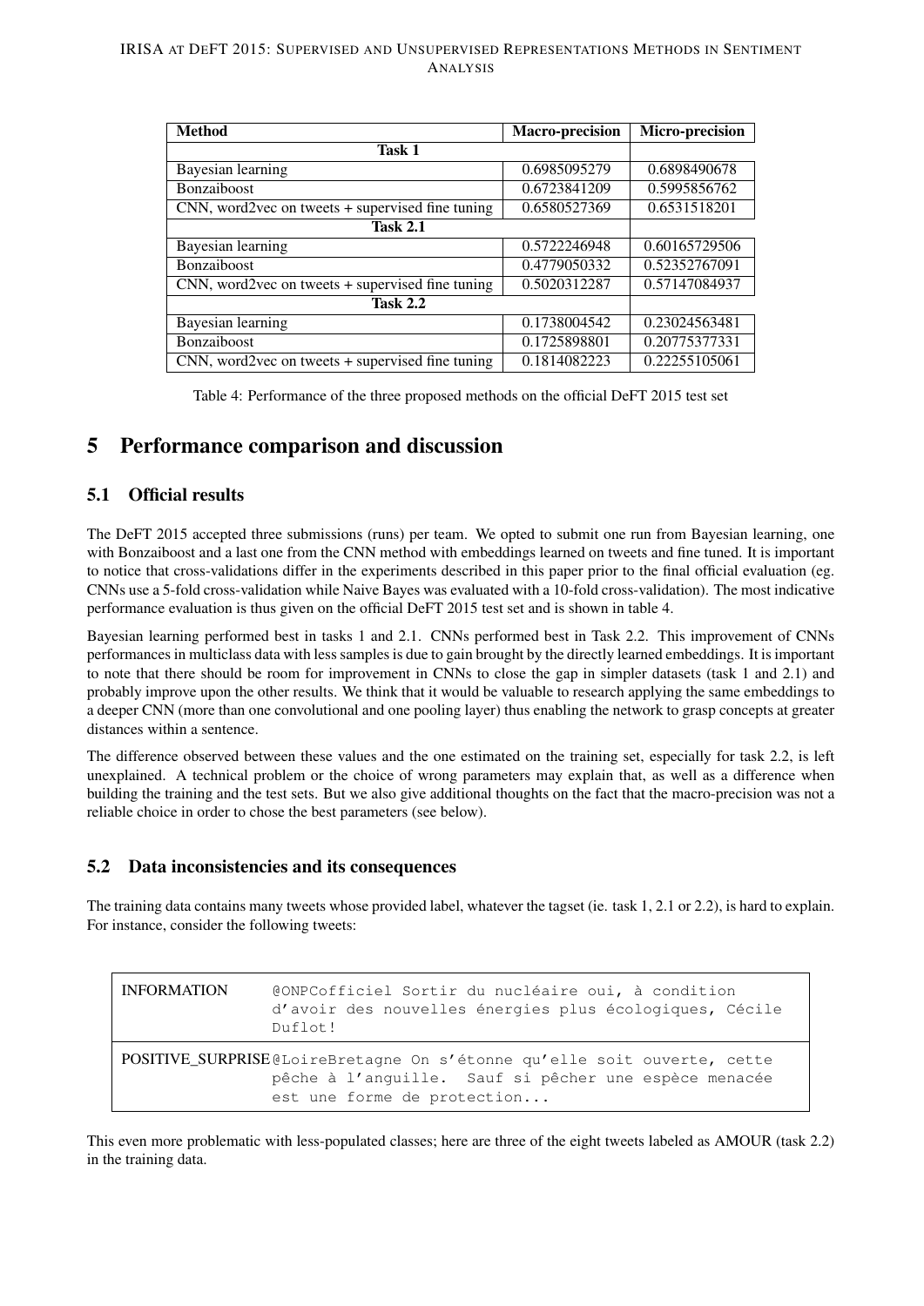| Method | Macro-precision | Micro-precision |
|---|---|---|
| **Task 1** | | |
| Bayesian learning | 0.6985095279 | 0.6898490678 |
| Bonzaiboost | 0.6723841209 | 0.5995856762 |
| CNN, word2vec on tweets + supervised fine tuning | 0.6580527369 | 0.6531518201 |
| **Task 2.1** | | |
| Bayesian learning | 0.5722246948 | 0.60165729506 |
| Bonzaiboost | 0.4779050332 | 0.52352767091 |
| CNN, word2vec on tweets + supervised fine tuning | 0.5020312287 | 0.57147084937 |
| **Task 2.2** | | |
| Bayesian learning | 0.1738004542 | 0.23024563481 |
| Bonzaiboost | 0.1725898801 | 0.20775377331 |
| CNN, word2vec on tweets + supervised fine tuning | 0.1814082223 | 0.22255105061 |

Table 4: Performance of the three proposed methods on the official DeFT 2015 test set

# 5 Performance comparison and discussion

## 5.1 Official results

The DeFT 2015 accepted three submissions (runs) per team. We opted to submit one run from Bayesian learning, one with Bonzaiboost and a last one from the CNN method with embeddings learned on tweets and fine tuned. It is important to notice that cross-validations differ in the experiments described in this paper prior to the final official evaluation (eg. CNNs use a 5-fold cross-validation while Naive Bayes was evaluated with a 10-fold cross-validation). The most indicative performance evaluation is thus given on the official DeFT 2015 test set and is shown in table 4.

Bayesian learning performed best in tasks 1 and 2.1. CNNs performed best in Task 2.2. This improvement of CNNs performances in multiclass data with less samples is due to gain brought by the directly learned embeddings. It is important to note that there should be room for improvement in CNNs to close the gap in simpler datasets (task 1 and 2.1) and probably improve upon the other results. We think that it would be valuable to research applying the same embeddings to a deeper CNN (more than one convolutional and one pooling layer) thus enabling the network to grasp concepts at greater distances within a sentence.

The difference observed between these values and the one estimated on the training set, especially for task 2.2, is left unexplained. A technical problem or the choice of wrong parameters may explain that, as well as a difference when building the training and the test sets. But we also give additional thoughts on the fact that the macro-precision was not a reliable choice in order to chose the best parameters (see below).

## 5.2 Data inconsistencies and its consequences

The training data contains many tweets whose provided label, whatever the tagset (ie. task 1, 2.1 or 2.2), is hard to explain. For instance, consider the following tweets:

| | |
|---|---|
| INFORMATION | `@ONPCofficiel Sortir du nucléaire oui, à condition d'avoir des nouvelles énergies plus écologiques, Cécile Duflot!` |
| POSITIVE_SURPRISE | `@LoireBretagne On s'étonne qu'elle soit ouverte, cette pêche à l'anguille. Sauf si pêcher une espèce menacée est une forme de protection...` |

This even more problematic with less-populated classes; here are three of the eight tweets labeled as AMOUR (task 2.2) in the training data.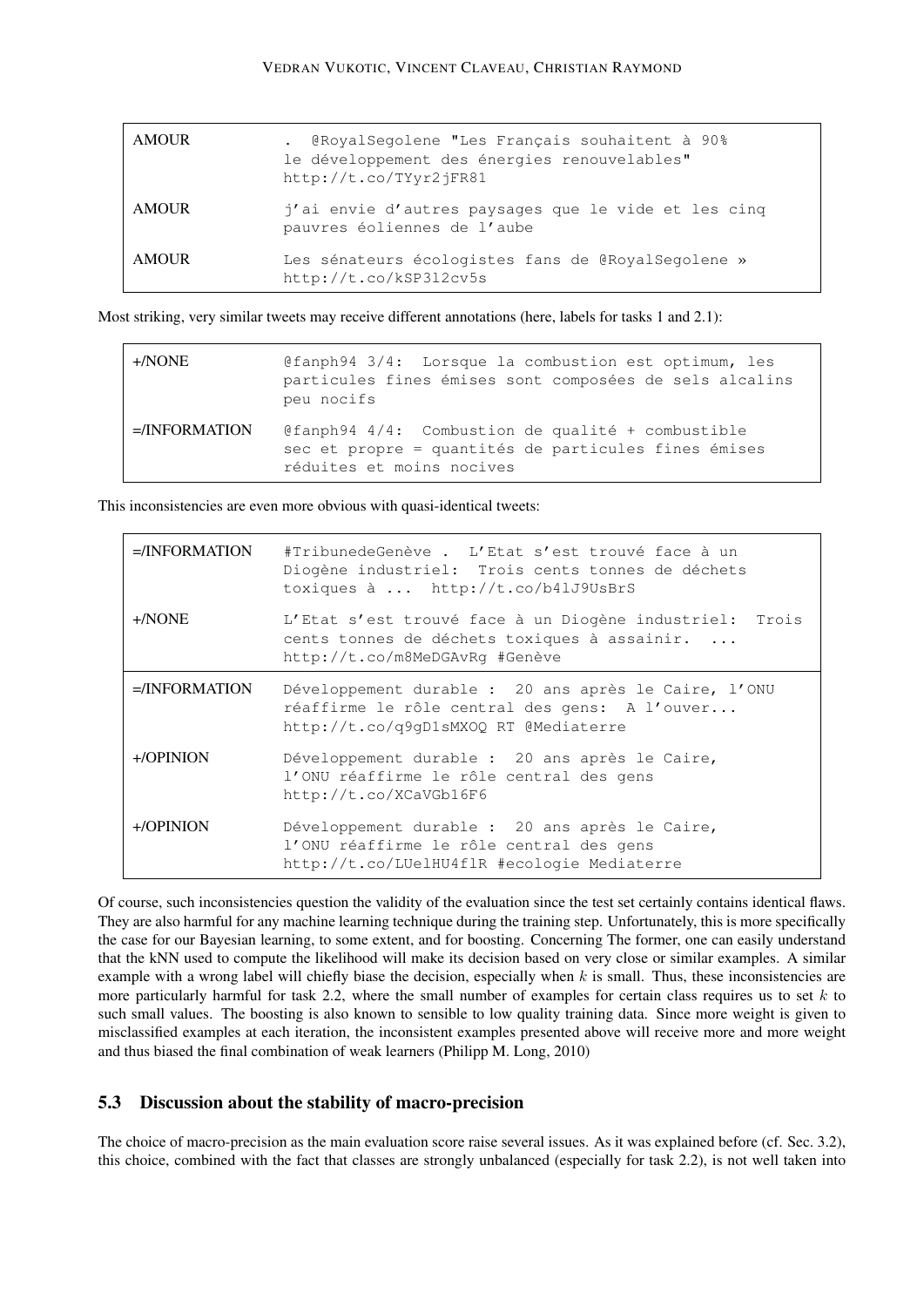| | |
|---|---|
| AMOUR | . @RoyalSegolene "Les Français souhaitent à 90% le développement des énergies renouvelables" http://t.co/TYyr2jFR81 |
| AMOUR | j'ai envie d'autres paysages que le vide et les cinq pauvres éoliennes de l'aube |
| AMOUR | Les sénateurs écologistes fans de @RoyalSegolene » http://t.co/kSP3l2cv5s |

Most striking, very similar tweets may receive different annotations (here, labels for tasks 1 and 2.1):

| | |
|---|---|
| +/NONE | @fanph94 3/4: Lorsque la combustion est optimum, les particules fines émises sont composées de sels alcalins peu nocifs |
| =/INFORMATION | @fanph94 4/4: Combustion de qualité + combustible sec et propre = quantités de particules fines émises réduites et moins nocives |

This inconsistencies are even more obvious with quasi-identical tweets:

| | |
|---|---|
| =/INFORMATION | #TribunedeGenève . L'Etat s'est trouvé face à un Diogène industriel: Trois cents tonnes de déchets toxiques à ... http://t.co/b4lJ9UsBrS |
| +/NONE | L'Etat s'est trouvé face à un Diogène industriel: Trois cents tonnes de déchets toxiques à assainir. ... http://t.co/m8MeDGAvRg #Genève |
| =/INFORMATION | Développement durable : 20 ans après le Caire, l'ONU réaffirme le rôle central des gens: A l'ouver... http://t.co/q9gD1sMXOQ RT @Mediaterre |
| +/OPINION | Développement durable : 20 ans après le Caire, l'ONU réaffirme le rôle central des gens http://t.co/XCaVGb16F6 |
| +/OPINION | Développement durable : 20 ans après le Caire, l'ONU réaffirme le rôle central des gens http://t.co/LUelHU4flR #ecologie Mediaterre |

Of course, such inconsistencies question the validity of the evaluation since the test set certainly contains identical flaws. They are also harmful for any machine learning technique during the training step. Unfortunately, this is more specifically the case for our Bayesian learning, to some extent, and for boosting. Concerning The former, one can easily understand that the kNN used to compute the likelihood will make its decision based on very close or similar examples. A similar example with a wrong label will chiefly biase the decision, especially when $k$ is small. Thus, these inconsistencies are more particularly harmful for task 2.2, where the small number of examples for certain class requires us to set $k$ to such small values. The boosting is also known to sensible to low quality training data. Since more weight is given to misclassified examples at each iteration, the inconsistent examples presented above will receive more and more weight and thus biased the final combination of weak learners (Philipp M. Long, 2010)

## 5.3 Discussion about the stability of macro-precision

The choice of macro-precision as the main evaluation score raise several issues. As it was explained before (cf. Sec. 3.2), this choice, combined with the fact that classes are strongly unbalanced (especially for task 2.2), is not well taken into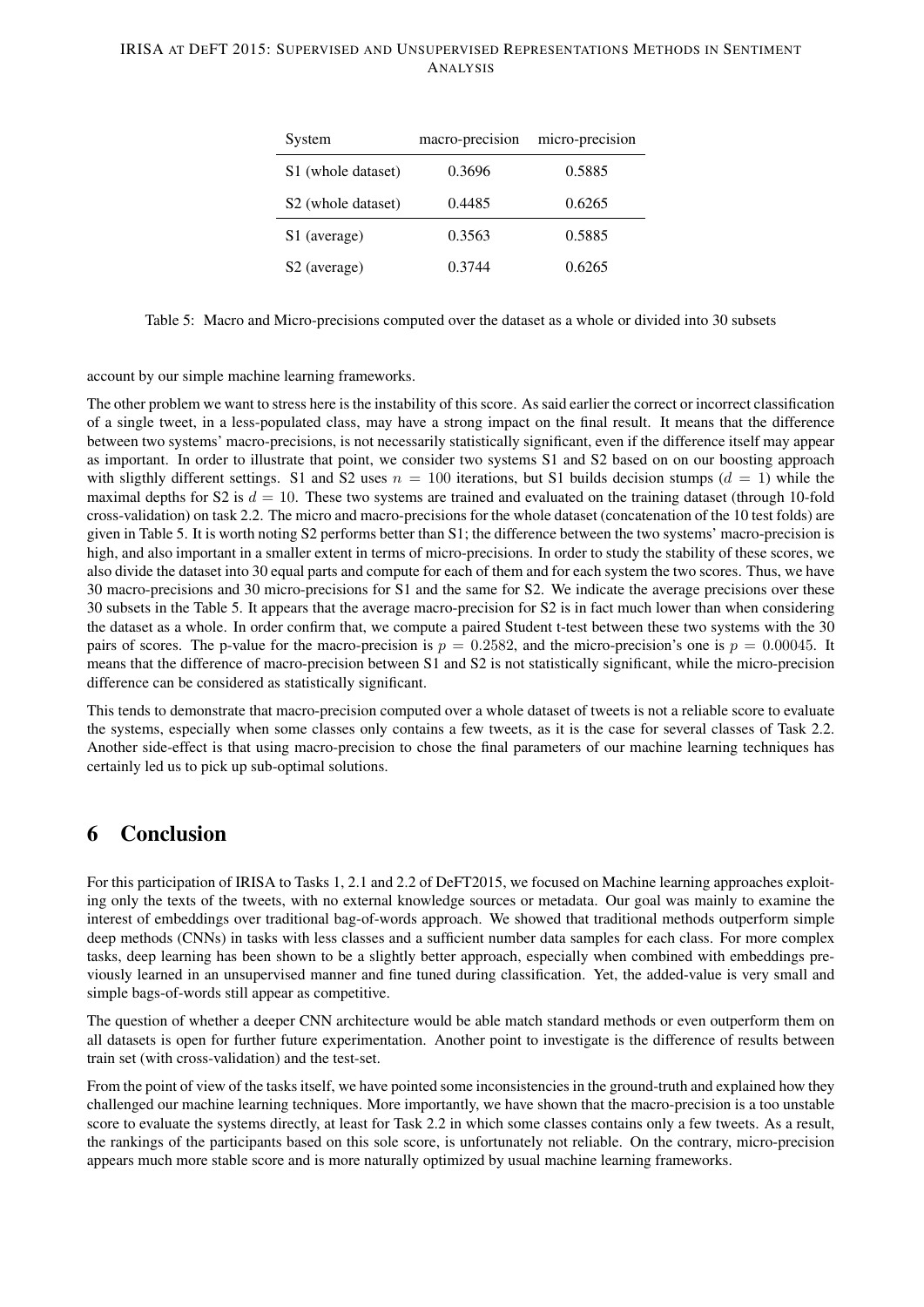| System | macro-precision | micro-precision |
| --- | --- | --- |
| S1 (whole dataset) | 0.3696 | 0.5885 |
| S2 (whole dataset) | 0.4485 | 0.6265 |
| S1 (average) | 0.3563 | 0.5885 |
| S2 (average) | 0.3744 | 0.6265 |

Table 5: Macro and Micro-precisions computed over the dataset as a whole or divided into 30 subsets

account by our simple machine learning frameworks.

The other problem we want to stress here is the instability of this score. As said earlier the correct or incorrect classification of a single tweet, in a less-populated class, may have a strong impact on the final result. It means that the difference between two systems' macro-precisions, is not necessarily statistically significant, even if the difference itself may appear as important. In order to illustrate that point, we consider two systems S1 and S2 based on on our boosting approach with sligthly different settings. S1 and S2 uses $n = 100$ iterations, but S1 builds decision stumps ($d = 1$) while the maximal depths for S2 is $d = 10$. These two systems are trained and evaluated on the training dataset (through 10-fold cross-validation) on task 2.2. The micro and macro-precisions for the whole dataset (concatenation of the 10 test folds) are given in Table 5. It is worth noting S2 performs better than S1; the difference between the two systems' macro-precision is high, and also important in a smaller extent in terms of micro-precisions. In order to study the stability of these scores, we also divide the dataset into 30 equal parts and compute for each of them and for each system the two scores. Thus, we have 30 macro-precisions and 30 micro-precisions for S1 and the same for S2. We indicate the average precisions over these 30 subsets in the Table 5. It appears that the average macro-precision for S2 is in fact much lower than when considering the dataset as a whole. In order confirm that, we compute a paired Student t-test between these two systems with the 30 pairs of scores. The p-value for the macro-precision is $p = 0.2582$, and the micro-precision's one is $p = 0.00045$. It means that the difference of macro-precision between S1 and S2 is not statistically significant, while the micro-precision difference can be considered as statistically significant.

This tends to demonstrate that macro-precision computed over a whole dataset of tweets is not a reliable score to evaluate the systems, especially when some classes only contains a few tweets, as it is the case for several classes of Task 2.2. Another side-effect is that using macro-precision to chose the final parameters of our machine learning techniques has certainly led us to pick up sub-optimal solutions.

# 6 Conclusion

For this participation of IRISA to Tasks 1, 2.1 and 2.2 of DeFT2015, we focused on Machine learning approaches exploiting only the texts of the tweets, with no external knowledge sources or metadata. Our goal was mainly to examine the interest of embeddings over traditional bag-of-words approach. We showed that traditional methods outperform simple deep methods (CNNs) in tasks with less classes and a sufficient number data samples for each class. For more complex tasks, deep learning has been shown to be a slightly better approach, especially when combined with embeddings previously learned in an unsupervised manner and fine tuned during classification. Yet, the added-value is very small and simple bags-of-words still appear as competitive.

The question of whether a deeper CNN architecture would be able match standard methods or even outperform them on all datasets is open for further future experimentation. Another point to investigate is the difference of results between train set (with cross-validation) and the test-set.

From the point of view of the tasks itself, we have pointed some inconsistencies in the ground-truth and explained how they challenged our machine learning techniques. More importantly, we have shown that the macro-precision is a too unstable score to evaluate the systems directly, at least for Task 2.2 in which some classes contains only a few tweets. As a result, the rankings of the participants based on this sole score, is unfortunately not reliable. On the contrary, micro-precision appears much more stable score and is more naturally optimized by usual machine learning frameworks.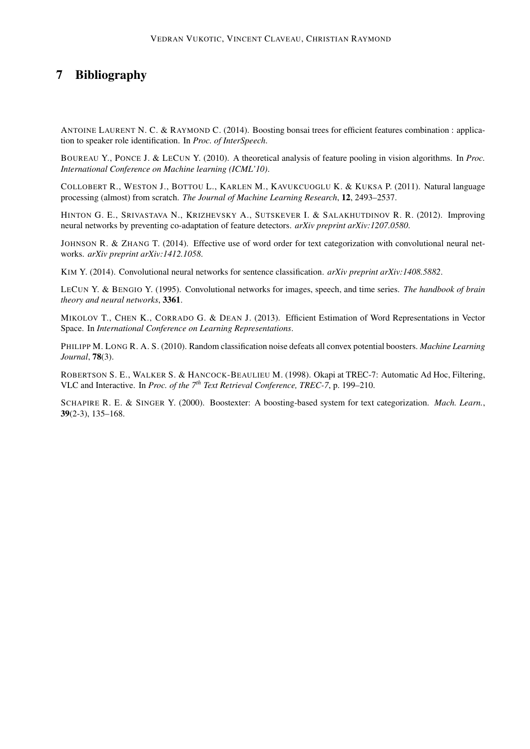# 7 Bibliography

ANTOINE LAURENT N. C. & RAYMOND C. (2014). Boosting bonsai trees for efficient features combination : application to speaker role identification. In *Proc. of InterSpeech*.

BOUREAU Y., PONCE J. & LECUN Y. (2010). A theoretical analysis of feature pooling in vision algorithms. In *Proc. International Conference on Machine learning (ICML'10)*.

COLLOBERT R., WESTON J., BOTTOU L., KARLEN M., KAVUKCUOGLU K. & KUKSA P. (2011). Natural language processing (almost) from scratch. *The Journal of Machine Learning Research*, **12**, 2493–2537.

HINTON G. E., SRIVASTAVA N., KRIZHEVSKY A., SUTSKEVER I. & SALAKHUTDINOV R. R. (2012). Improving neural networks by preventing co-adaptation of feature detectors. *arXiv preprint arXiv:1207.0580*.

JOHNSON R. & ZHANG T. (2014). Effective use of word order for text categorization with convolutional neural networks. *arXiv preprint arXiv:1412.1058*.

KIM Y. (2014). Convolutional neural networks for sentence classification. *arXiv preprint arXiv:1408.5882*.

LECUN Y. & BENGIO Y. (1995). Convolutional networks for images, speech, and time series. *The handbook of brain theory and neural networks*, **3361**.

MIKOLOV T., CHEN K., CORRADO G. & DEAN J. (2013). Efficient Estimation of Word Representations in Vector Space. In *International Conference on Learning Representations*.

PHILIPP M. LONG R. A. S. (2010). Random classification noise defeats all convex potential boosters. *Machine Learning Journal*, **78**(3).

ROBERTSON S. E., WALKER S. & HANCOCK-BEAULIEU M. (1998). Okapi at TREC-7: Automatic Ad Hoc, Filtering, VLC and Interactive. In *Proc. of the 7th Text Retrieval Conference, TREC-7*, p. 199–210.

SCHAPIRE R. E. & SINGER Y. (2000). Boostexter: A boosting-based system for text categorization. *Mach. Learn.*, **39**(2-3), 135–168.